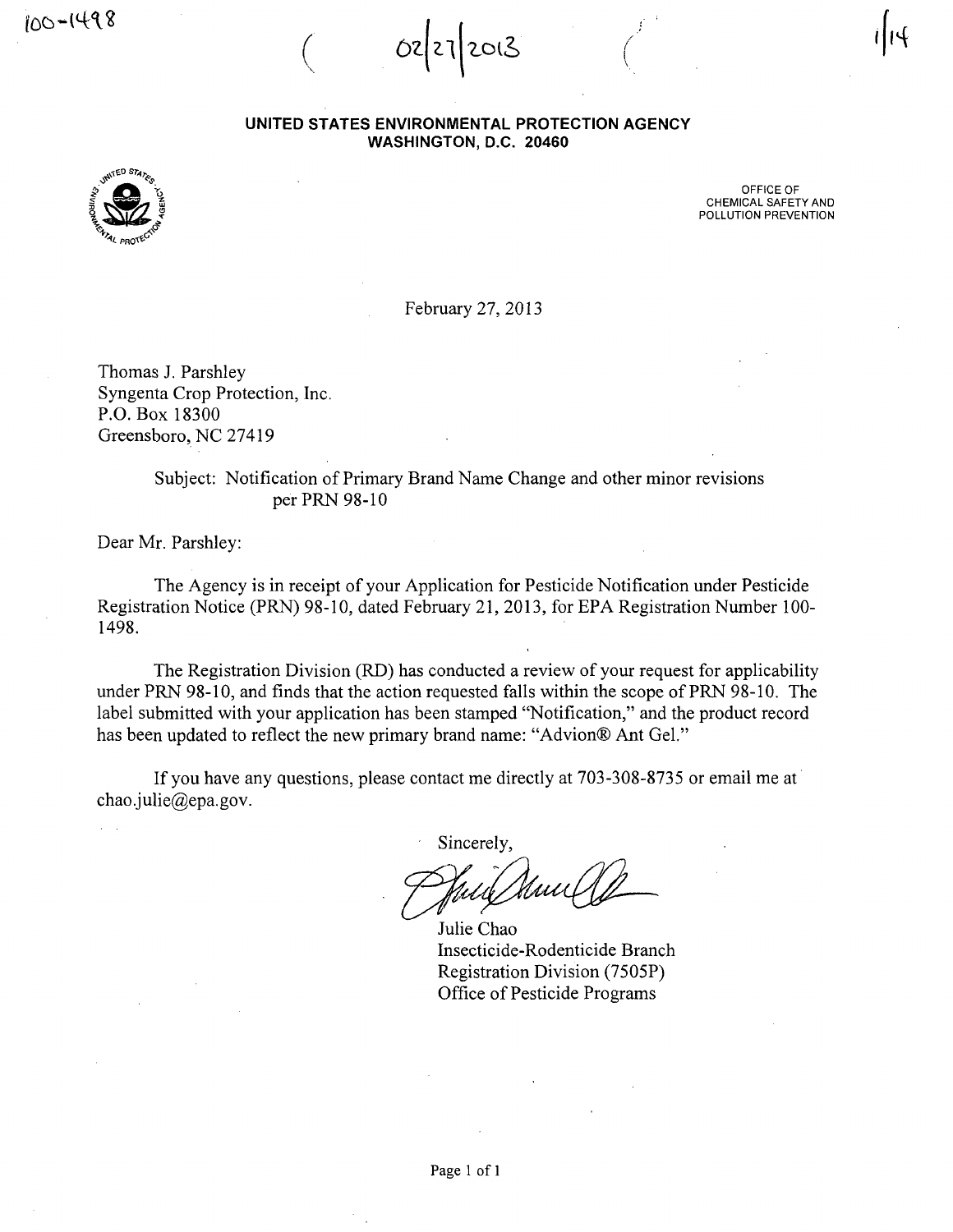100-1498

02/21/2013

1/14

**UNITED STATES ENVIRONMENTAL PROTECTION AGENCY**
**WASHINGTON, D.C. 20460**

OFFICE OF
CHEMICAL SAFETY AND
POLLUTION PREVENTION

February 27, 2013

Thomas J. Parshley
Syngenta Crop Protection, Inc.
P.O. Box 18300
Greensboro, NC 27419

Subject: Notification of Primary Brand Name Change and other minor revisions per PRN 98-10

Dear Mr. Parshley:

The Agency is in receipt of your Application for Pesticide Notification under Pesticide Registration Notice (PRN) 98-10, dated February 21, 2013, for EPA Registration Number 100-1498.

The Registration Division (RD) has conducted a review of your request for applicability under PRN 98-10, and finds that the action requested falls within the scope of PRN 98-10. The label submitted with your application has been stamped "Notification," and the product record has been updated to reflect the new primary brand name: "Advion® Ant Gel."

If you have any questions, please contact me directly at 703-308-8735 or email me at chao.julie@epa.gov.

Sincerely,

Julie Chao
Insecticide-Rodenticide Branch
Registration Division (7505P)
Office of Pesticide Programs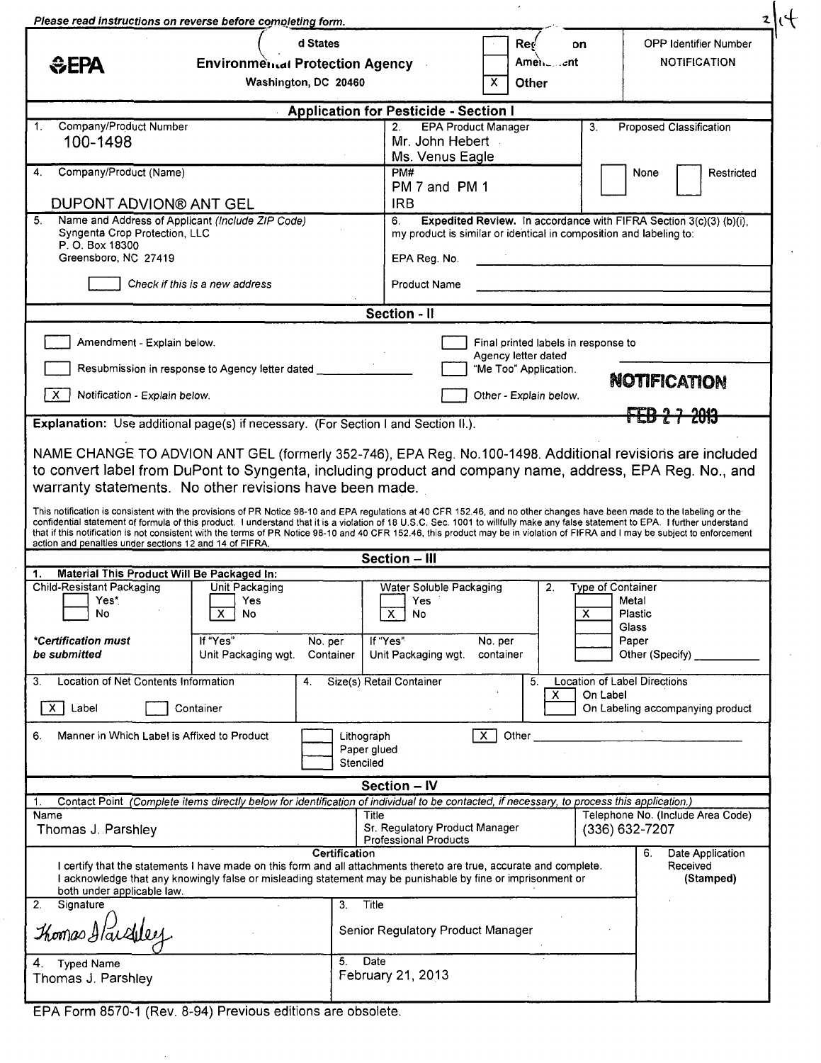*Please read instructions on reverse before completing form.*

2|14

| EPA | United States Environmental Protection Agency, Washington, DC 20460 | [ ] Registration [ ] Amendment [X] Other | OPP Identifier Number NOTIFICATION |
|---|---|---|---|

## Application for Pesticide - Section I

| | | |
|---|---|---|
| 1. Company/Product Number: 100-1498 | 2. EPA Product Manager: Mr. John Hebert, Ms. Venus Eagle | 3. Proposed Classification |
| 4. Company/Product (Name): DUPONT ADVION® ANT GEL | PM#: PM 7 and PM 1, IRB | [ ] None [ ] Restricted |
| 5. Name and Address of Applicant *(Include ZIP Code)*: Syngenta Crop Protection, LLC, P. O. Box 18300, Greensboro, NC 27419 | 6. **Expedited Review.** In accordance with FIFRA Section 3(c)(3) (b)(i), my product is similar or identical in composition and labeling to: | |
| [ ] *Check if this is a new address* | EPA Reg. No. ______ Product Name ______ | |

## Section - II

[ ] Amendment - Explain below.

[ ] Resubmission in response to Agency letter dated ________

[X] Notification - Explain below.

[ ] Final printed labels in response to Agency letter dated

[ ] "Me Too" Application.

[ ] Other - Explain below.

**NOTIFICATION**

FEB 27 2013

**Explanation:** Use additional page(s) if necessary. (For Section I and Section II.)

NAME CHANGE TO ADVION ANT GEL (formerly 352-746), EPA Reg. No.100-1498. Additional revisions are included to convert label from DuPont to Syngenta, including product and company name, address, EPA Reg. No., and warranty statements. No other revisions have been made.

This notification is consistent with the provisions of PR Notice 98-10 and EPA regulations at 40 CFR 152.46, and no other changes have been made to the labeling or the confidential statement of formula of this product. I understand that it is a violation of 18 U.S.C. Sec. 1001 to willfully make any false statement to EPA. I further understand that if this notification is not consistent with the terms of PR Notice 98-10 and 40 CFR 152.46, this product may be in violation of FIFRA and I may be subject to enforcement action and penalties under sections 12 and 14 of FIFRA.

## Section – III

| 1. Material This Product Will Be Packaged In: | | | 2. Type of Container |
|---|---|---|---|
| Child-Resistant Packaging: [ ] Yes* [ ] No | Unit Packaging: [ ] Yes [X] No | Water Soluble Packaging: [ ] Yes [X] No | [ ] Metal [X] Plastic [ ] Glass [ ] Paper [ ] Other (Specify) ______ |
| ***Certification must be submitted*** | If "Yes" Unit Packaging wgt. / No. per Container | If "Yes" Unit Packaging wgt. / No. per container | |
| 3. Location of Net Contents Information: [X] Label [ ] Container | 4. Size(s) Retail Container | | 5. Location of Label Directions: [X] On Label [ ] On Labeling accompanying product |
| 6. Manner in Which Label is Affixed to Product | [ ] Lithograph [ ] Paper glued [ ] Stenciled | [X] Other ______ | |

## Section – IV

1. Contact Point *(Complete items directly below for identification of individual to be contacted, if necessary, to process this application.)*

| Name | Title | Telephone No. (Include Area Code) |
|---|---|---|
| Thomas J. Parshley | Sr. Regulatory Product Manager Professional Products | (336) 632-7207 |

**Certification**

I certify that the statements I have made on this form and all attachments thereto are true, accurate and complete. I acknowledge that any knowingly false or misleading statement may be punishable by fine or imprisonment or both under applicable law.

| | | |
|---|---|---|
| 2. Signature: Thomas J Parshley | 3. Title: Senior Regulatory Product Manager | 6. Date Application Received **(Stamped)** |
| 4. Typed Name: Thomas J. Parshley | 5. Date: February 21, 2013 | |

EPA Form 8570-1 (Rev. 8-94) Previous editions are obsolete.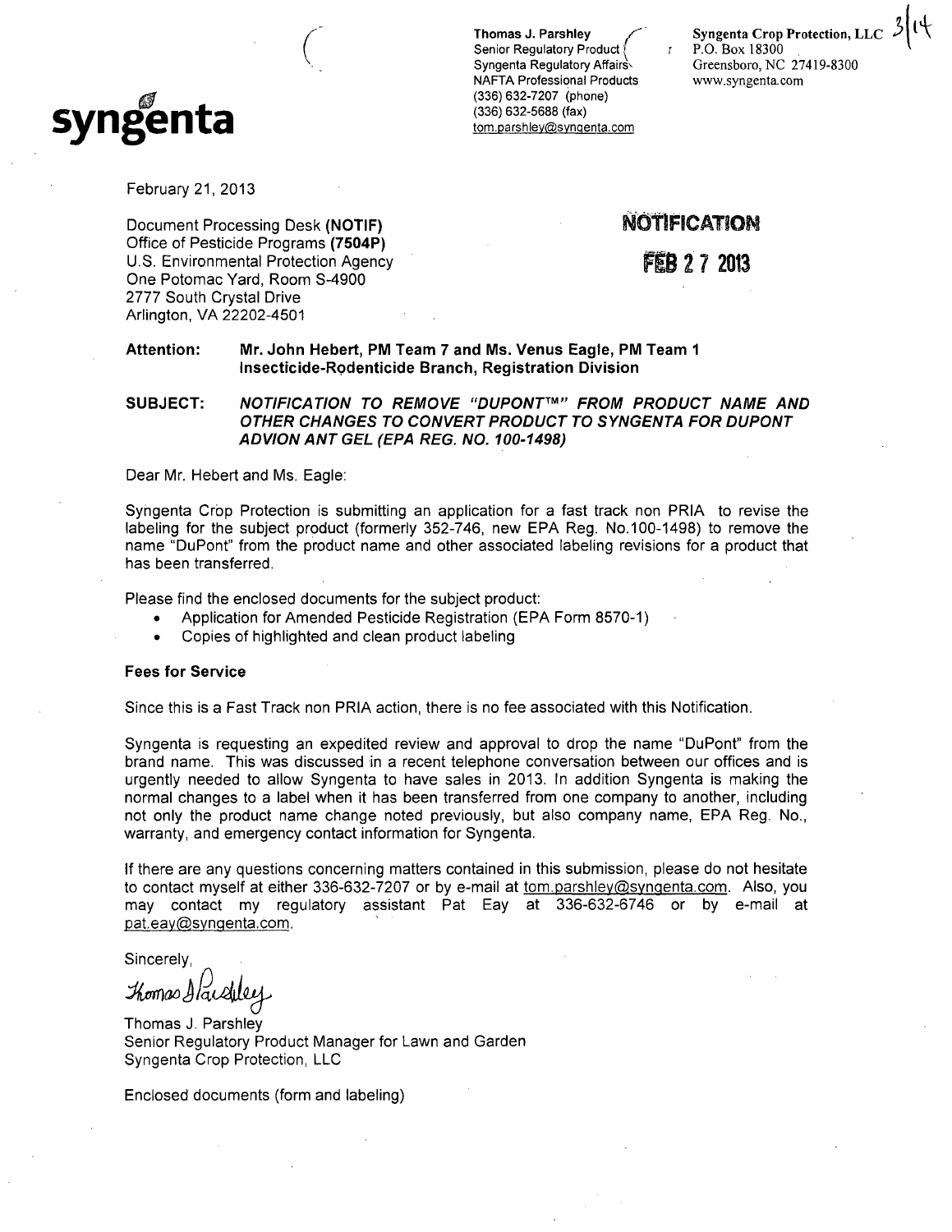**syngenta**

**Thomas J. Parshley**
Senior Regulatory Product
Syngenta Regulatory Affairs
NAFTA Professional Products
(336) 632-7207 (phone)
(336) 632-5688 (fax)
tom.parshley@syngenta.com

**Syngenta Crop Protection, LLC**
P.O. Box 18300
Greensboro, NC 27419-8300
www.syngenta.com

February 21, 2013

Document Processing Desk **(NOTIF)**
Office of Pesticide Programs **(7504P)**
U.S. Environmental Protection Agency
One Potomac Yard, Room S-4900
2777 South Crystal Drive
Arlington, VA 22202-4501

**NOTIFICATION**

**FEB 27 2013**

**Attention:** **Mr. John Hebert, PM Team 7 and Ms. Venus Eagle, PM Team 1 Insecticide-Rodenticide Branch, Registration Division**

**SUBJECT:** ***NOTIFICATION TO REMOVE "DUPONT™" FROM PRODUCT NAME AND OTHER CHANGES TO CONVERT PRODUCT TO SYNGENTA FOR DUPONT ADVION ANT GEL (EPA REG. NO. 100-1498)***

Dear Mr. Hebert and Ms. Eagle:

Syngenta Crop Protection is submitting an application for a fast track non PRIA to revise the labeling for the subject product (formerly 352-746, new EPA Reg. No.100-1498) to remove the name "DuPont" from the product name and other associated labeling revisions for a product that has been transferred.

Please find the enclosed documents for the subject product:

- Application for Amended Pesticide Registration (EPA Form 8570-1)
- Copies of highlighted and clean product labeling

**Fees for Service**

Since this is a Fast Track non PRIA action, there is no fee associated with this Notification.

Syngenta is requesting an expedited review and approval to drop the name "DuPont" from the brand name. This was discussed in a recent telephone conversation between our offices and is urgently needed to allow Syngenta to have sales in 2013. In addition Syngenta is making the normal changes to a label when it has been transferred from one company to another, including not only the product name change noted previously, but also company name, EPA Reg. No., warranty, and emergency contact information for Syngenta.

If there are any questions concerning matters contained in this submission, please do not hesitate to contact myself at either 336-632-7207 or by e-mail at tom.parshley@syngenta.com. Also, you may contact my regulatory assistant Pat Eay at 336-632-6746 or by e-mail at pat.eay@syngenta.com.

Sincerely,

Thomas J. Parshley

Thomas J. Parshley
Senior Regulatory Product Manager for Lawn and Garden
Syngenta Crop Protection, LLC

Enclosed documents (form and labeling)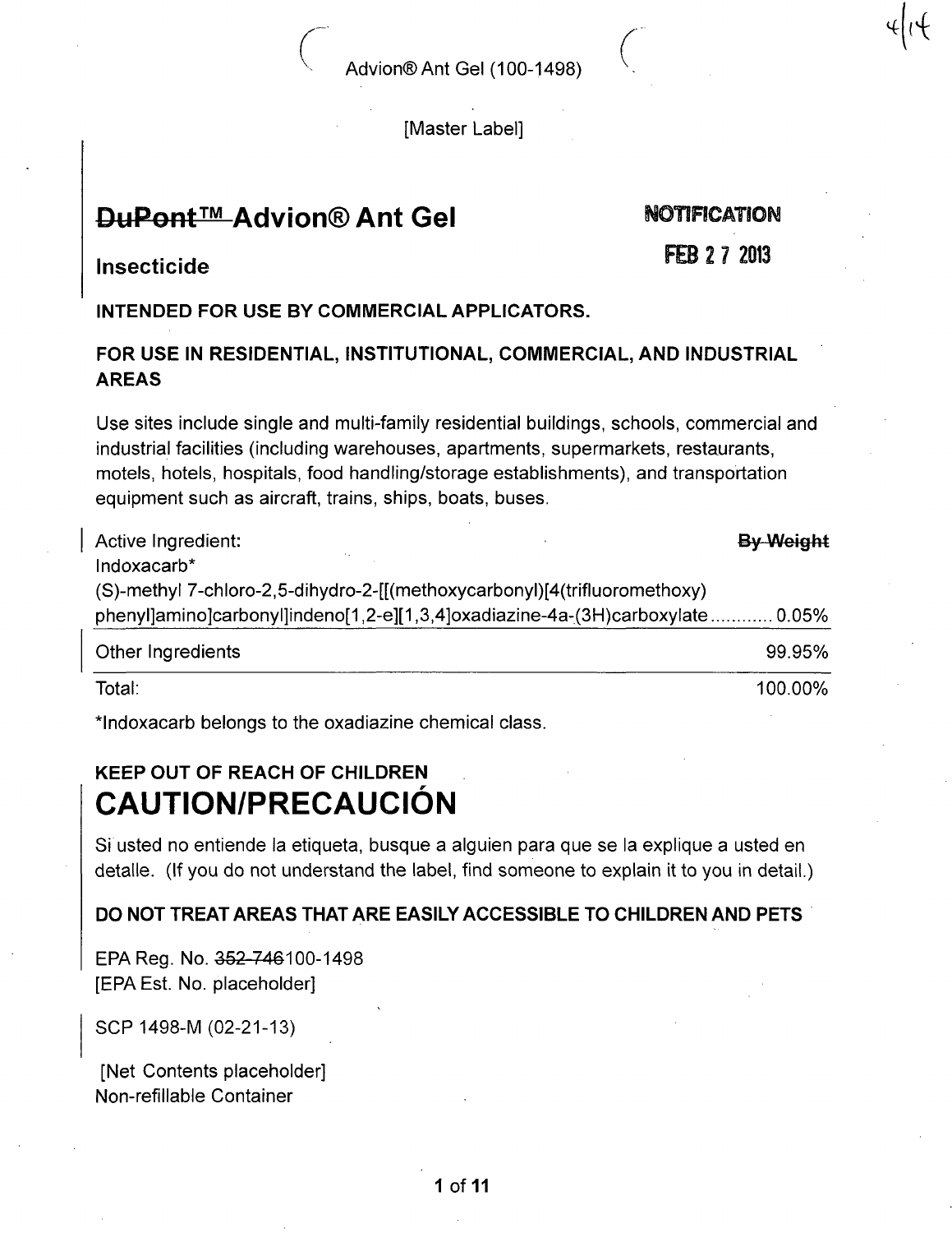Advion® Ant Gel (100-1498)

[Master Label]

# ~~DuPont™~~ Advion® Ant Gel

NOTIFICATION

FEB 27 2013

## Insecticide

**INTENDED FOR USE BY COMMERCIAL APPLICATORS.**

**FOR USE IN RESIDENTIAL, INSTITUTIONAL, COMMERCIAL, AND INDUSTRIAL AREAS**

Use sites include single and multi-family residential buildings, schools, commercial and industrial facilities (including warehouses, apartments, supermarkets, restaurants, motels, hotels, hospitals, food handling/storage establishments), and transportation equipment such as aircraft, trains, ships, boats, buses.

| Active Ingredient: | ~~By Weight~~ |
|---|---|
| Indoxacarb* (S)-methyl 7-chloro-2,5-dihydro-2-[[(methoxycarbonyl)[4(trifluoromethoxy) phenyl]amino]carbonyl]indeno[1,2-e][1,3,4]oxadiazine-4a-(3H)carboxylate | 0.05% |
| Other Ingredients | 99.95% |
| Total: | 100.00% |

*Indoxacarb belongs to the oxadiazine chemical class.

**KEEP OUT OF REACH OF CHILDREN**

# CAUTION/PRECAUCIÓN

Si usted no entiende la etiqueta, busque a alguien para que se la explique a usted en detalle. (If you do not understand the label, find someone to explain it to you in detail.)

**DO NOT TREAT AREAS THAT ARE EASILY ACCESSIBLE TO CHILDREN AND PETS**

EPA Reg. No. ~~352-746~~100-1498
[EPA Est. No. placeholder]

SCP 1498-M (02-21-13)

[Net Contents placeholder]
Non-refillable Container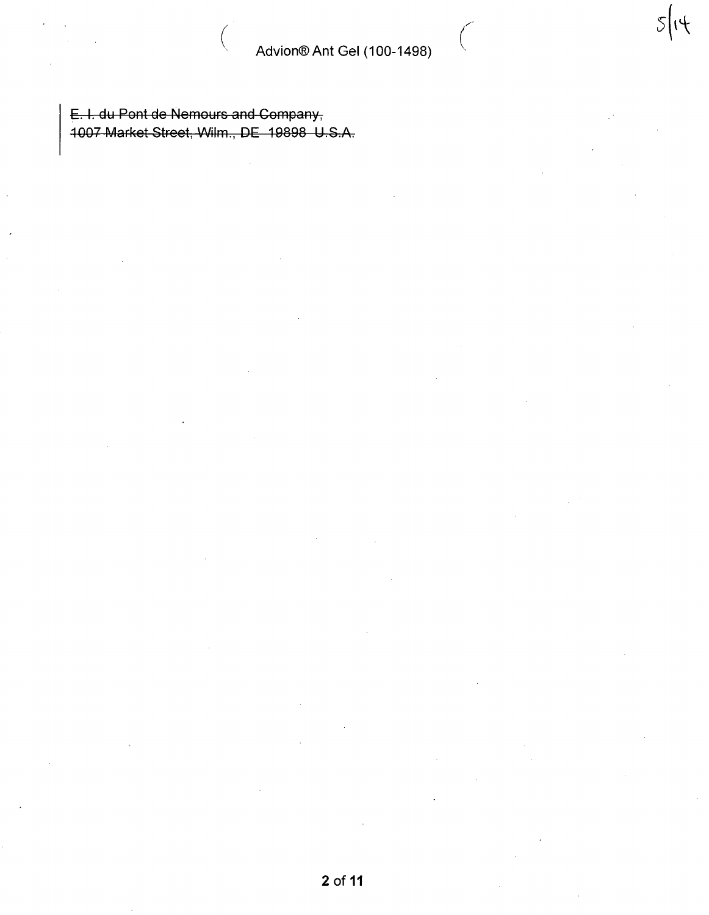~~E. I. du Pont de Nemours and Company,~~
~~1007 Market Street, Wilm., DE 19898 U.S.A.~~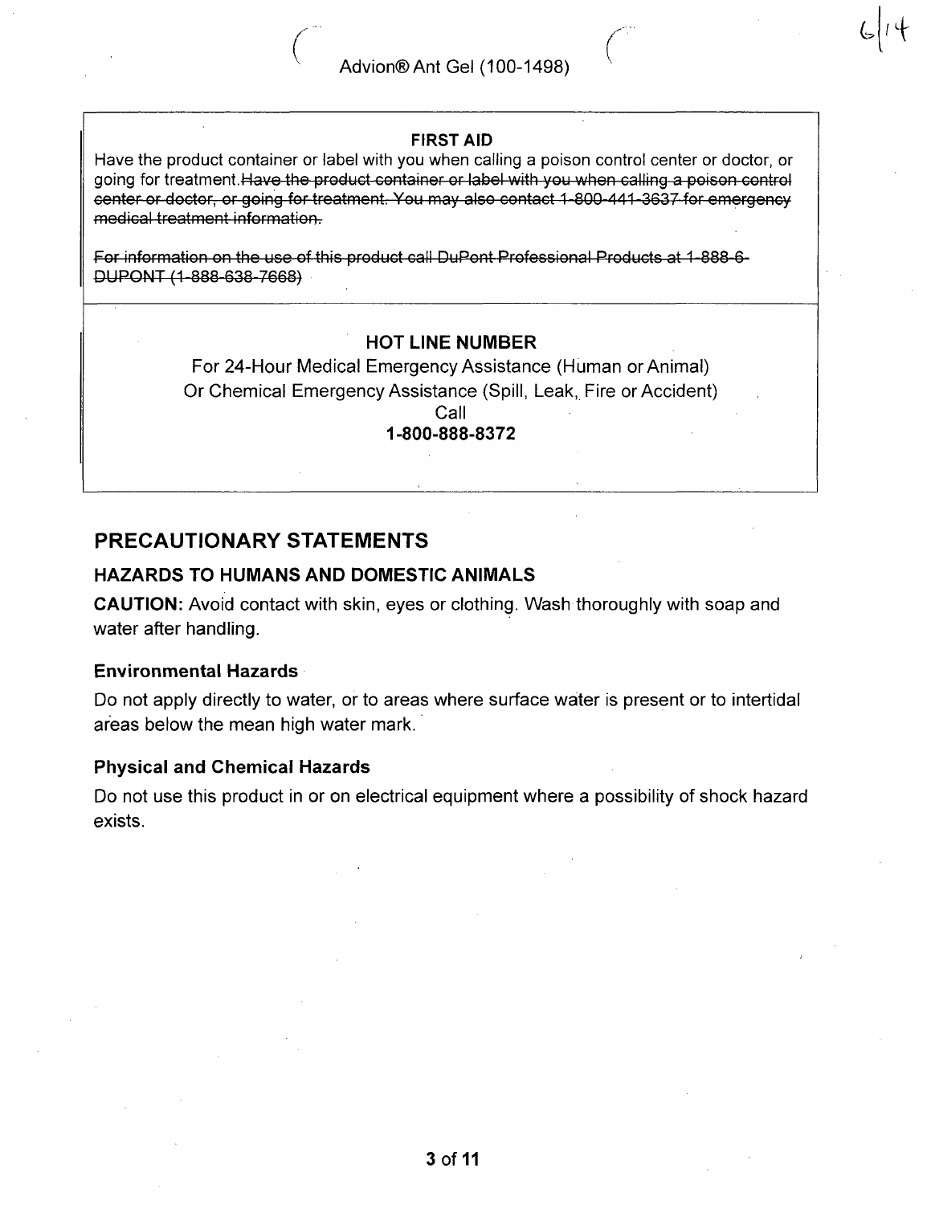Advion® Ant Gel (100-1498)

**FIRST AID**

Have the product container or label with you when calling a poison control center or doctor, or going for treatment.~~Have the product container or label with you when calling a poison control center or doctor, or going for treatment. You may also contact 1-800-441-3637 for emergency medical treatment information.~~

~~For information on the use of this product call DuPont Professional Products at 1-888-6-DUPONT (1-888-638-7668)~~

**HOT LINE NUMBER**

For 24-Hour Medical Emergency Assistance (Human or Animal)
Or Chemical Emergency Assistance (Spill, Leak, Fire or Accident)
Call
**1-800-888-8372**

## PRECAUTIONARY STATEMENTS

### HAZARDS TO HUMANS AND DOMESTIC ANIMALS

**CAUTION:** Avoid contact with skin, eyes or clothing. Wash thoroughly with soap and water after handling.

#### Environmental Hazards

Do not apply directly to water, or to areas where surface water is present or to intertidal areas below the mean high water mark.

#### Physical and Chemical Hazards

Do not use this product in or on electrical equipment where a possibility of shock hazard exists.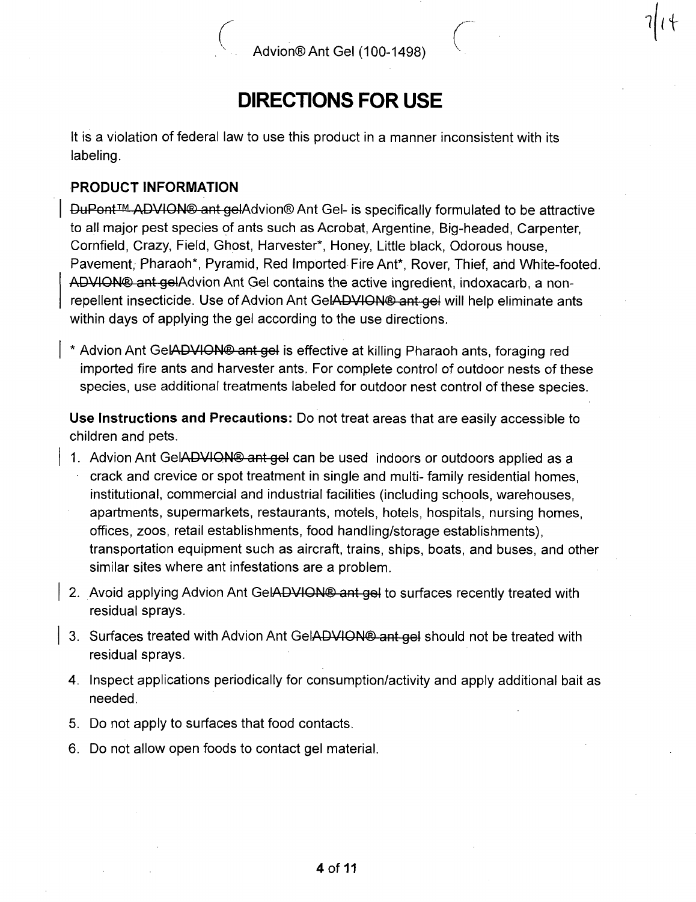# DIRECTIONS FOR USE

It is a violation of federal law to use this product in a manner inconsistent with its labeling.

### PRODUCT INFORMATION

~~DuPont™ ADVION® ant gel~~Advion® Ant Gel- is specifically formulated to be attractive to all major pest species of ants such as Acrobat, Argentine, Big-headed, Carpenter, Cornfield, Crazy, Field, Ghost, Harvester*, Honey, Little black, Odorous house, Pavement, Pharaoh*, Pyramid, Red Imported Fire Ant*, Rover, Thief, and White-footed. ~~ADVION® ant gel~~Advion Ant Gel contains the active ingredient, indoxacarb, a non-repellent insecticide. Use of Advion Ant Gel~~ADVION® ant gel~~ will help eliminate ants within days of applying the gel according to the use directions.

* Advion Ant Gel~~ADVION® ant gel~~ is effective at killing Pharaoh ants, foraging red imported fire ants and harvester ants. For complete control of outdoor nests of these species, use additional treatments labeled for outdoor nest control of these species.

**Use Instructions and Precautions:** Do not treat areas that are easily accessible to children and pets.

1. Advion Ant Gel~~ADVION® ant gel~~ can be used indoors or outdoors applied as a crack and crevice or spot treatment in single and multi- family residential homes, institutional, commercial and industrial facilities (including schools, warehouses, apartments, supermarkets, restaurants, motels, hotels, hospitals, nursing homes, offices, zoos, retail establishments, food handling/storage establishments), transportation equipment such as aircraft, trains, ships, boats, and buses, and other similar sites where ant infestations are a problem.
2. Avoid applying Advion Ant Gel~~ADVION® ant gel~~ to surfaces recently treated with residual sprays.
3. Surfaces treated with Advion Ant Gel~~ADVION® ant gel~~ should not be treated with residual sprays.
4. Inspect applications periodically for consumption/activity and apply additional bait as needed.
5. Do not apply to surfaces that food contacts.
6. Do not allow open foods to contact gel material.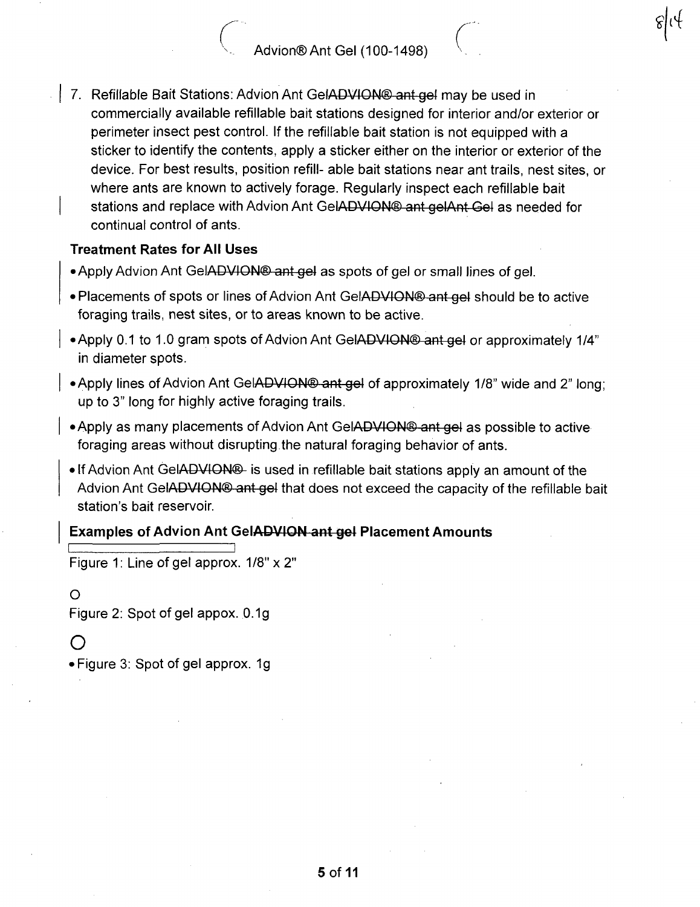7. Refillable Bait Stations: Advion Ant Gel~~ADVION® ant gel~~ may be used in commercially available refillable bait stations designed for interior and/or exterior or perimeter insect pest control. If the refillable bait station is not equipped with a sticker to identify the contents, apply a sticker either on the interior or exterior of the device. For best results, position refill- able bait stations near ant trails, nest sites, or where ants are known to actively forage. Regularly inspect each refillable bait stations and replace with Advion Ant Gel~~ADVION® ant gelAnt Gel~~ as needed for continual control of ants.

**Treatment Rates for All Uses**

- Apply Advion Ant Gel~~ADVION® ant gel~~ as spots of gel or small lines of gel.
- Placements of spots or lines of Advion Ant Gel~~ADVION® ant gel~~ should be to active foraging trails, nest sites, or to areas known to be active.
- Apply 0.1 to 1.0 gram spots of Advion Ant Gel~~ADVION® ant gel~~ or approximately 1/4" in diameter spots.
- Apply lines of Advion Ant Gel~~ADVION® ant gel~~ of approximately 1/8" wide and 2" long; up to 3" long for highly active foraging trails.
- Apply as many placements of Advion Ant Gel~~ADVION® ant gel~~ as possible to active foraging areas without disrupting the natural foraging behavior of ants.
- If Advion Ant Gel~~ADVION®~~ is used in refillable bait stations apply an amount of the Advion Ant Gel~~ADVION® ant gel~~ that does not exceed the capacity of the refillable bait station's bait reservoir.

**Examples of Advion Ant Gel~~ADVION ant gel~~ Placement Amounts**

Figure 1: Line of gel approx. 1/8" x 2"

o

Figure 2: Spot of gel appox. 0.1g

O

- Figure 3: Spot of gel approx. 1g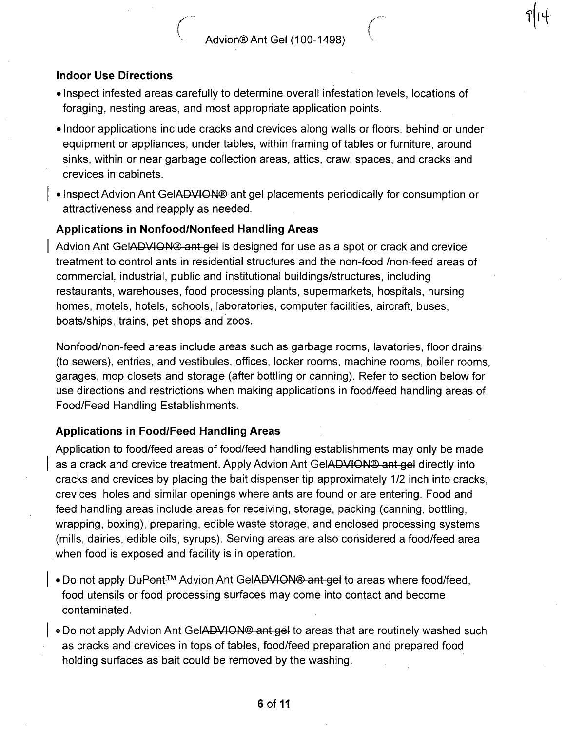### Indoor Use Directions

- Inspect infested areas carefully to determine overall infestation levels, locations of foraging, nesting areas, and most appropriate application points.
- Indoor applications include cracks and crevices along walls or floors, behind or under equipment or appliances, under tables, within framing of tables or furniture, around sinks, within or near garbage collection areas, attics, crawl spaces, and cracks and crevices in cabinets.
- Inspect Advion Ant Gel~~ADVION® ant gel~~ placements periodically for consumption or attractiveness and reapply as needed.

### Applications in Nonfood/Nonfeed Handling Areas

Advion Ant Gel~~ADVION® ant gel~~ is designed for use as a spot or crack and crevice treatment to control ants in residential structures and the non-food /non-feed areas of commercial, industrial, public and institutional buildings/structures, including restaurants, warehouses, food processing plants, supermarkets, hospitals, nursing homes, motels, hotels, schools, laboratories, computer facilities, aircraft, buses, boats/ships, trains, pet shops and zoos.

Nonfood/non-feed areas include areas such as garbage rooms, lavatories, floor drains (to sewers), entries, and vestibules, offices, locker rooms, machine rooms, boiler rooms, garages, mop closets and storage (after bottling or canning). Refer to section below for use directions and restrictions when making applications in food/feed handling areas of Food/Feed Handling Establishments.

### Applications in Food/Feed Handling Areas

Application to food/feed areas of food/feed handling establishments may only be made as a crack and crevice treatment. Apply Advion Ant Gel~~ADVION® ant gel~~ directly into cracks and crevices by placing the bait dispenser tip approximately 1/2 inch into cracks, crevices, holes and similar openings where ants are found or are entering. Food and feed handling areas include areas for receiving, storage, packing (canning, bottling, wrapping, boxing), preparing, edible waste storage, and enclosed processing systems (mills, dairies, edible oils, syrups). Serving areas are also considered a food/feed area when food is exposed and facility is in operation.

- Do not apply ~~DuPont™~~ Advion Ant Gel~~ADVION® ant gel~~ to areas where food/feed, food utensils or food processing surfaces may come into contact and become contaminated.
- Do not apply Advion Ant Gel~~ADVION® ant gel~~ to areas that are routinely washed such as cracks and crevices in tops of tables, food/feed preparation and prepared food holding surfaces as bait could be removed by the washing.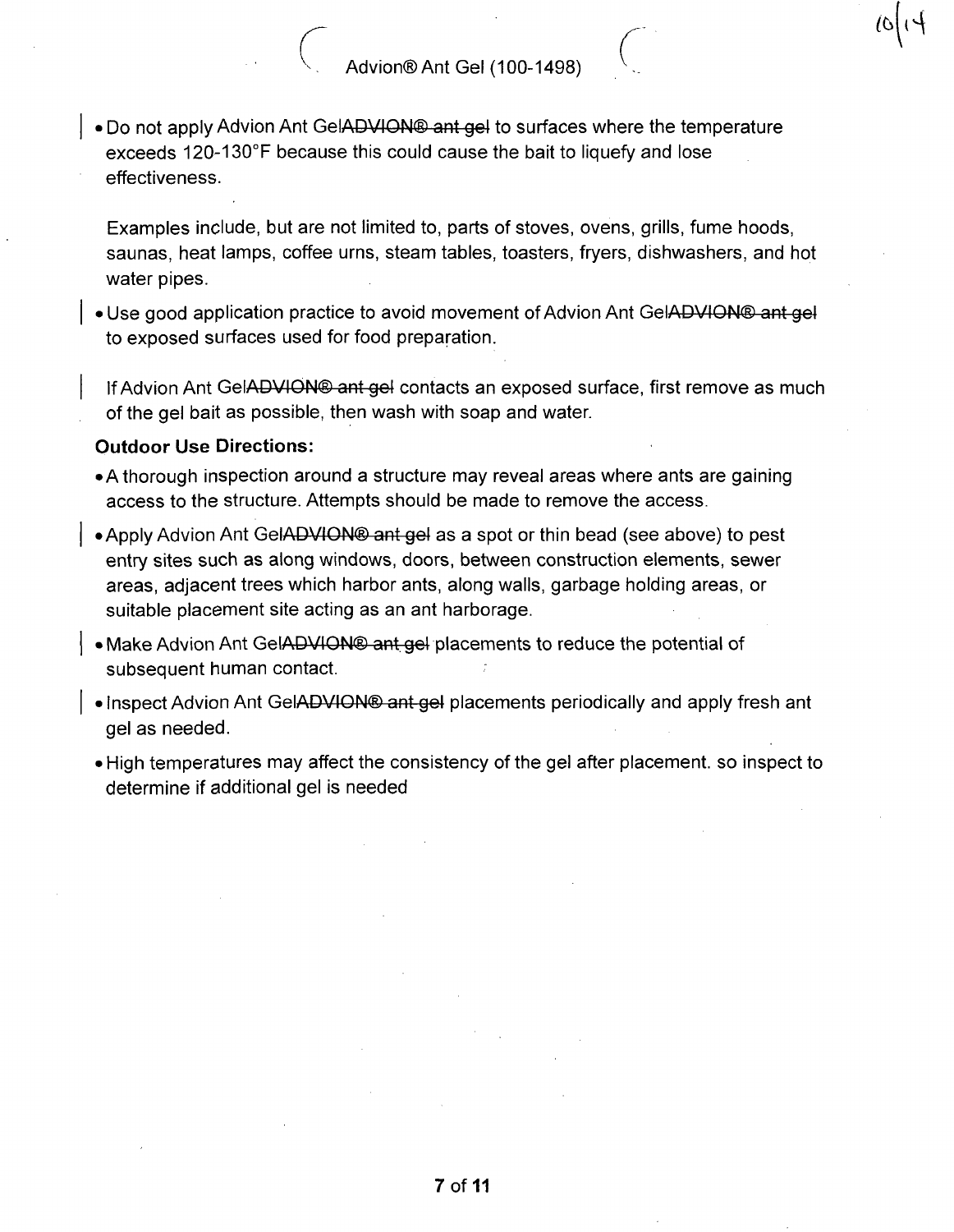- Do not apply Advion Ant Gel~~ADVION® ant gel~~ to surfaces where the temperature exceeds 120-130°F because this could cause the bait to liquefy and lose effectiveness.

  Examples include, but are not limited to, parts of stoves, ovens, grills, fume hoods, saunas, heat lamps, coffee urns, steam tables, toasters, fryers, dishwashers, and hot water pipes.

- Use good application practice to avoid movement of Advion Ant Gel~~ADVION® ant gel~~ to exposed surfaces used for food preparation.

  If Advion Ant Gel~~ADVION® ant gel~~ contacts an exposed surface, first remove as much of the gel bait as possible, then wash with soap and water.

**Outdoor Use Directions:**

- A thorough inspection around a structure may reveal areas where ants are gaining access to the structure. Attempts should be made to remove the access.
- Apply Advion Ant Gel~~ADVION® ant gel~~ as a spot or thin bead (see above) to pest entry sites such as along windows, doors, between construction elements, sewer areas, adjacent trees which harbor ants, along walls, garbage holding areas, or suitable placement site acting as an ant harborage.
- Make Advion Ant Gel~~ADVION® ant gel~~ placements to reduce the potential of subsequent human contact.
- Inspect Advion Ant Gel~~ADVION® ant gel~~ placements periodically and apply fresh ant gel as needed.
- High temperatures may affect the consistency of the gel after placement. so inspect to determine if additional gel is needed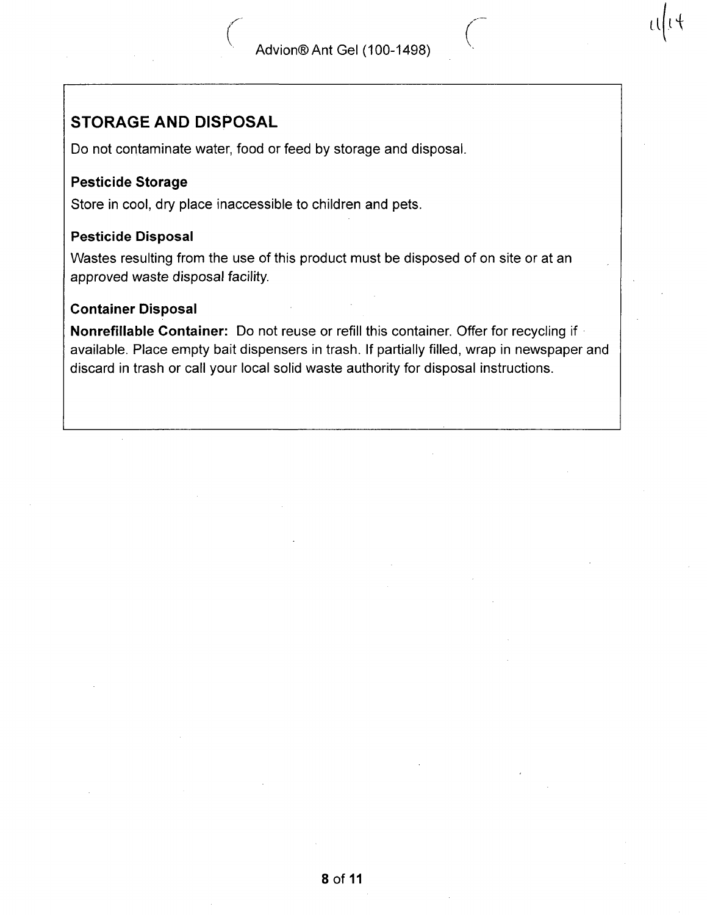## STORAGE AND DISPOSAL

Do not contaminate water, food or feed by storage and disposal.

### Pesticide Storage

Store in cool, dry place inaccessible to children and pets.

### Pesticide Disposal

Wastes resulting from the use of this product must be disposed of on site or at an approved waste disposal facility.

### Container Disposal

**Nonrefillable Container:** Do not reuse or refill this container. Offer for recycling if available. Place empty bait dispensers in trash. If partially filled, wrap in newspaper and discard in trash or call your local solid waste authority for disposal instructions.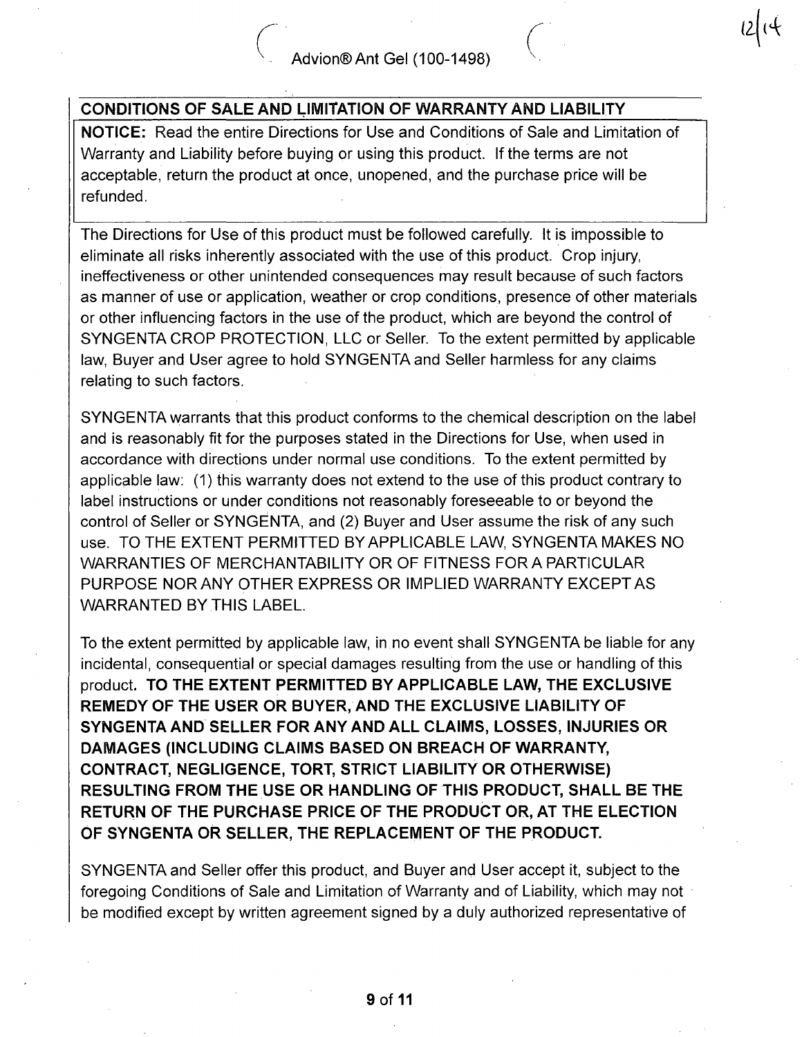## CONDITIONS OF SALE AND LIMITATION OF WARRANTY AND LIABILITY

**NOTICE:** Read the entire Directions for Use and Conditions of Sale and Limitation of Warranty and Liability before buying or using this product. If the terms are not acceptable, return the product at once, unopened, and the purchase price will be refunded.

The Directions for Use of this product must be followed carefully. It is impossible to eliminate all risks inherently associated with the use of this product. Crop injury, ineffectiveness or other unintended consequences may result because of such factors as manner of use or application, weather or crop conditions, presence of other materials or other influencing factors in the use of the product, which are beyond the control of SYNGENTA CROP PROTECTION, LLC or Seller. To the extent permitted by applicable law, Buyer and User agree to hold SYNGENTA and Seller harmless for any claims relating to such factors.

SYNGENTA warrants that this product conforms to the chemical description on the label and is reasonably fit for the purposes stated in the Directions for Use, when used in accordance with directions under normal use conditions. To the extent permitted by applicable law: (1) this warranty does not extend to the use of this product contrary to label instructions or under conditions not reasonably foreseeable to or beyond the control of Seller or SYNGENTA, and (2) Buyer and User assume the risk of any such use. TO THE EXTENT PERMITTED BY APPLICABLE LAW, SYNGENTA MAKES NO WARRANTIES OF MERCHANTABILITY OR OF FITNESS FOR A PARTICULAR PURPOSE NOR ANY OTHER EXPRESS OR IMPLIED WARRANTY EXCEPT AS WARRANTED BY THIS LABEL.

To the extent permitted by applicable law, in no event shall SYNGENTA be liable for any incidental, consequential or special damages resulting from the use or handling of this product. **TO THE EXTENT PERMITTED BY APPLICABLE LAW, THE EXCLUSIVE REMEDY OF THE USER OR BUYER, AND THE EXCLUSIVE LIABILITY OF SYNGENTA AND SELLER FOR ANY AND ALL CLAIMS, LOSSES, INJURIES OR DAMAGES (INCLUDING CLAIMS BASED ON BREACH OF WARRANTY, CONTRACT, NEGLIGENCE, TORT, STRICT LIABILITY OR OTHERWISE) RESULTING FROM THE USE OR HANDLING OF THIS PRODUCT, SHALL BE THE RETURN OF THE PURCHASE PRICE OF THE PRODUCT OR, AT THE ELECTION OF SYNGENTA OR SELLER, THE REPLACEMENT OF THE PRODUCT.**

SYNGENTA and Seller offer this product, and Buyer and User accept it, subject to the foregoing Conditions of Sale and Limitation of Warranty and of Liability, which may not be modified except by written agreement signed by a duly authorized representative of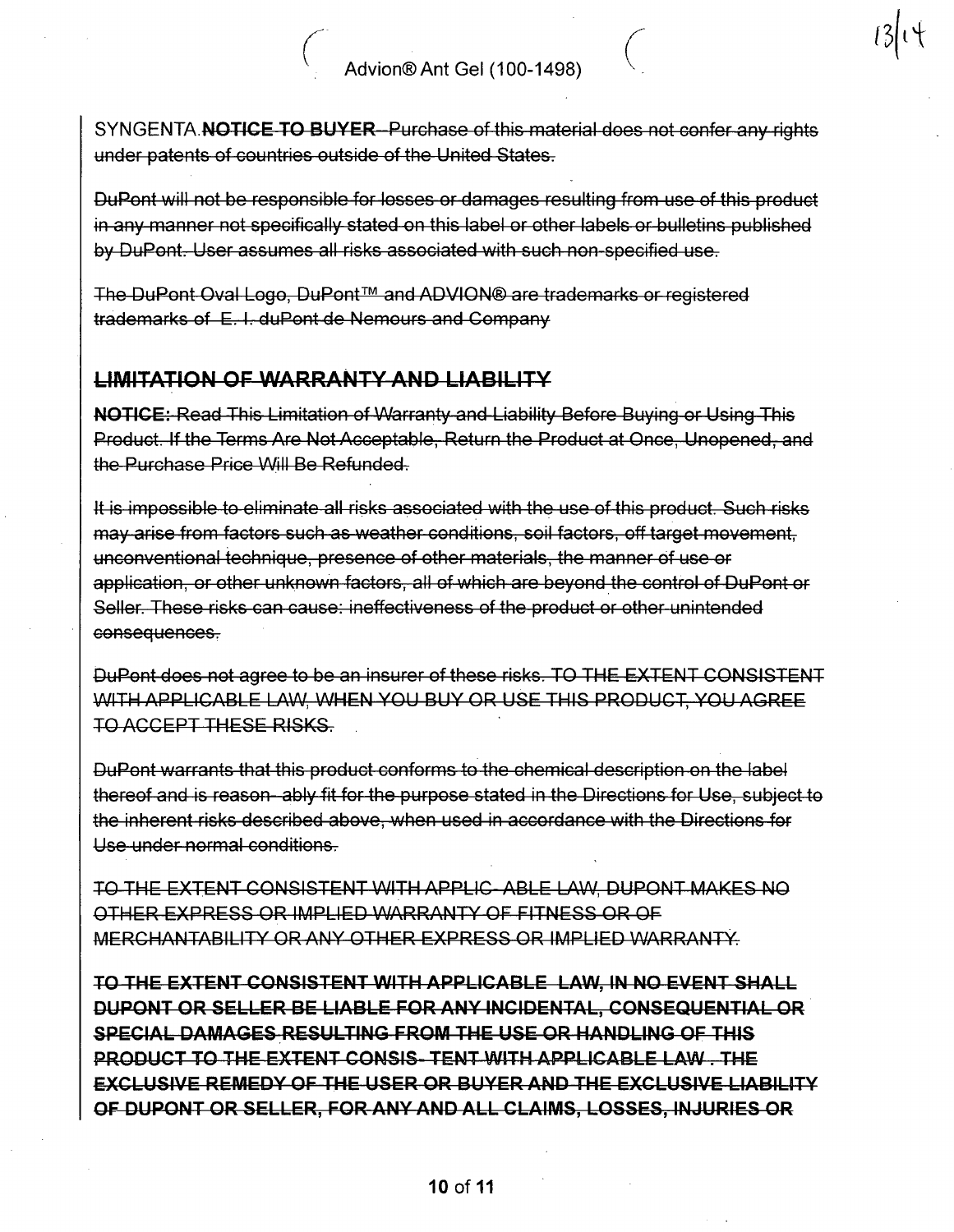SYNGENTA.~~**NOTICE TO BUYER**-Purchase of this material does not confer any rights under patents of countries outside of the United States.~~

~~DuPont will not be responsible for losses or damages resulting from use of this product in any manner not specifically stated on this label or other labels or bulletins published by DuPont. User assumes all risks associated with such non-specified use.~~

~~The DuPont Oval Logo, DuPont™ and ADVION® are trademarks or registered trademarks of E. I. duPont de Nemours and Company~~

## ~~LIMITATION OF WARRANTY AND LIABILITY~~

~~**NOTICE:** Read This Limitation of Warranty and Liability Before Buying or Using This Product. If the Terms Are Not Acceptable, Return the Product at Once, Unopened, and the Purchase Price Will Be Refunded.~~

~~It is impossible to eliminate all risks associated with the use of this product. Such risks may arise from factors such as weather conditions, soil factors, off target movement, unconventional technique, presence of other materials, the manner of use or application, or other unknown factors, all of which are beyond the control of DuPont or Seller. These risks can cause: ineffectiveness of the product or other unintended consequences.~~

~~DuPont does not agree to be an insurer of these risks. TO THE EXTENT CONSISTENT WITH APPLICABLE LAW, WHEN YOU BUY OR USE THIS PRODUCT, YOU AGREE TO ACCEPT THESE RISKS.~~

~~DuPont warrants that this product conforms to the chemical description on the label thereof and is reason- ably fit for the purpose stated in the Directions for Use, subject to the inherent risks described above, when used in accordance with the Directions for Use under normal conditions.~~

~~TO THE EXTENT CONSISTENT WITH APPLIC- ABLE LAW, DUPONT MAKES NO OTHER EXPRESS OR IMPLIED WARRANTY OF FITNESS OR OF MERCHANTABILITY OR ANY OTHER EXPRESS OR IMPLIED WARRANTY.~~

~~**TO THE EXTENT CONSISTENT WITH APPLICABLE LAW, IN NO EVENT SHALL DUPONT OR SELLER BE LIABLE FOR ANY INCIDENTAL, CONSEQUENTIAL OR SPECIAL DAMAGES RESULTING FROM THE USE OR HANDLING OF THIS PRODUCT TO THE EXTENT CONSIS- TENT WITH APPLICABLE LAW . THE EXCLUSIVE REMEDY OF THE USER OR BUYER AND THE EXCLUSIVE LIABILITY OF DUPONT OR SELLER, FOR ANY AND ALL CLAIMS, LOSSES, INJURIES OR**~~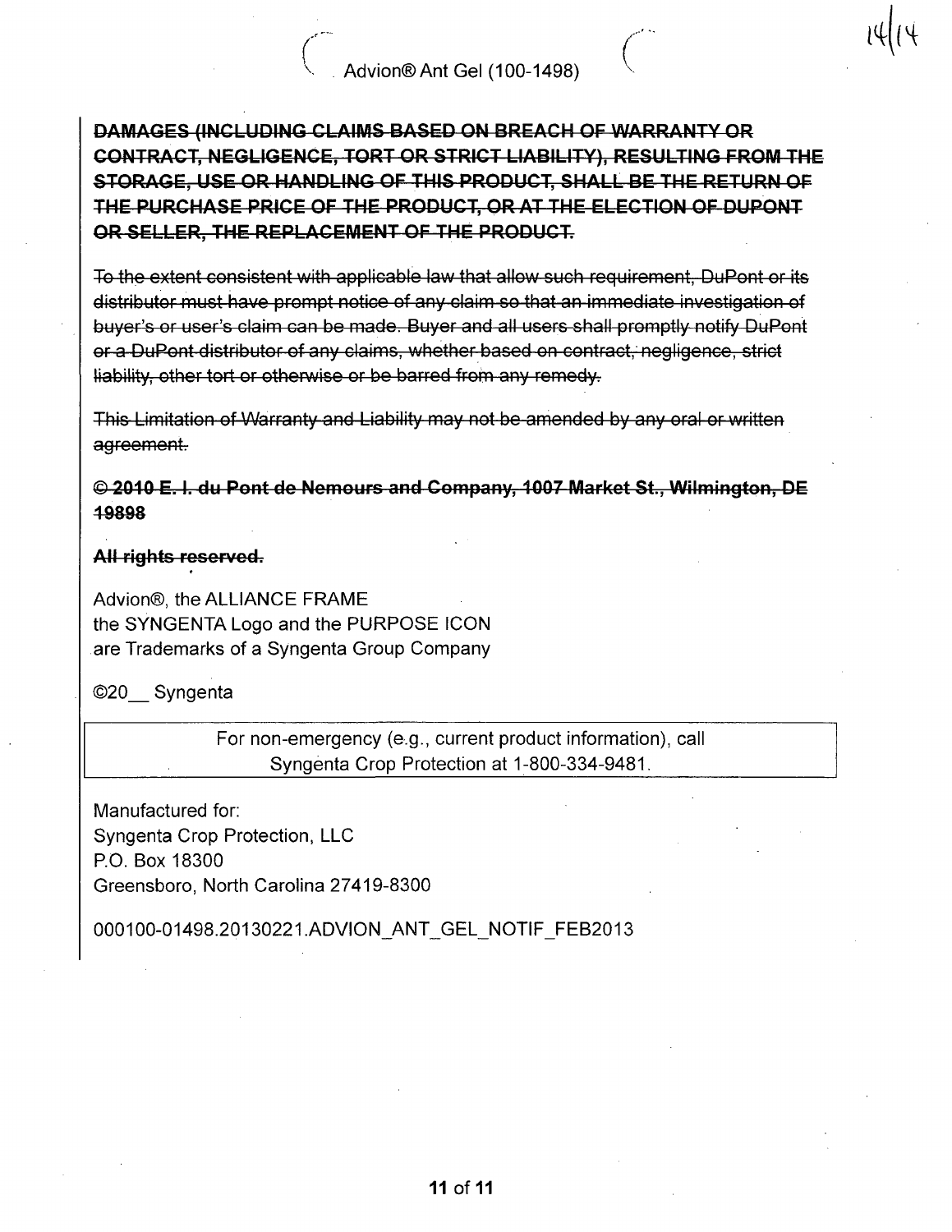~~**DAMAGES (INCLUDING CLAIMS BASED ON BREACH OF WARRANTY OR CONTRACT, NEGLIGENCE, TORT OR STRICT LIABILITY), RESULTING FROM THE STORAGE, USE OR HANDLING OF THIS PRODUCT, SHALL BE THE RETURN OF THE PURCHASE PRICE OF THE PRODUCT, OR AT THE ELECTION OF DUPONT OR SELLER, THE REPLACEMENT OF THE PRODUCT.**~~

~~To the extent consistent with applicable law that allow such requirement, DuPont or its distributor must have prompt notice of any claim so that an immediate investigation of buyer's or user's claim can be made. Buyer and all users shall promptly notify DuPont or a DuPont distributor of any claims, whether based on contract, negligence, strict liability, other tort or otherwise or be barred from any remedy.~~

~~This Limitation of Warranty and Liability may not be amended by any oral or written agreement.~~

~~**© 2010 E. I. du Pont de Nemours and Company, 1007 Market St., Wilmington, DE 19898**~~

~~**All rights reserved.**~~

Advion®, the ALLIANCE FRAME
the SYNGENTA Logo and the PURPOSE ICON
are Trademarks of a Syngenta Group Company

©20__ Syngenta

| For non-emergency (e.g., current product information), call Syngenta Crop Protection at 1-800-334-9481. |
|---|

Manufactured for:
Syngenta Crop Protection, LLC
P.O. Box 18300
Greensboro, North Carolina 27419-8300

000100-01498.20130221.ADVION_ANT_GEL_NOTIF_FEB2013